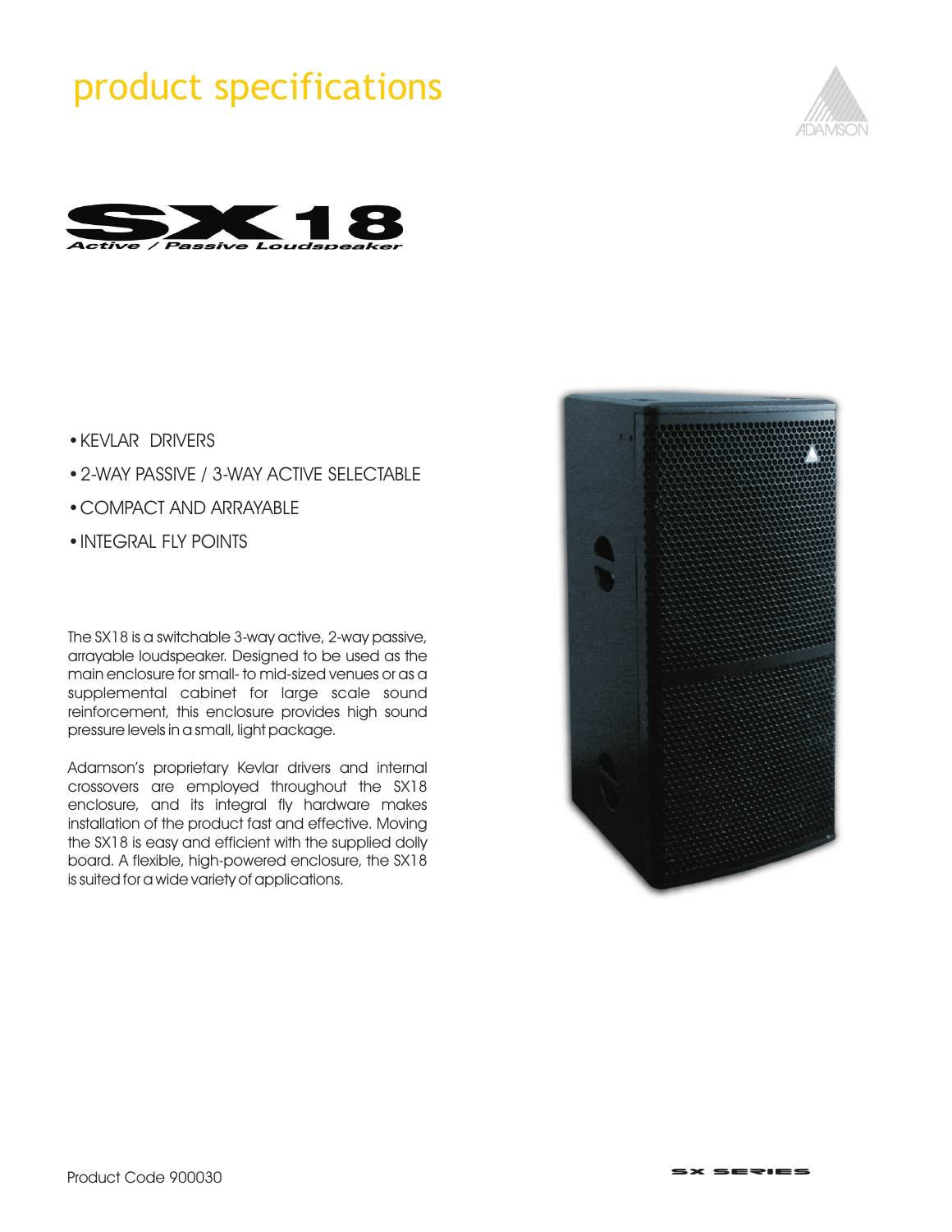# product specifications

# SX18

## Active / Passive Loudspeaker

- KEVLAR DRIVERS
- 2-WAY PASSIVE / 3-WAY ACTIVE SELECTABLE
- COMPACT AND ARRAYABLE
- INTEGRAL FLY POINTS

The SX18 is a switchable 3-way active, 2-way passive, arrayable loudspeaker. Designed to be used as the main enclosure for small- to mid-sized venues or as a supplemental cabinet for large scale sound reinforcement, this enclosure provides high sound pressure levels in a small, light package.

Adamson's proprietary Kevlar drivers and internal crossovers are employed throughout the SX18 enclosure, and its integral fly hardware makes installation of the product fast and effective. Moving the SX18 is easy and efficient with the supplied dolly board. A flexible, high-powered enclosure, the SX18 is suited for a wide variety of applications.

Product Code 900030

SX SERIES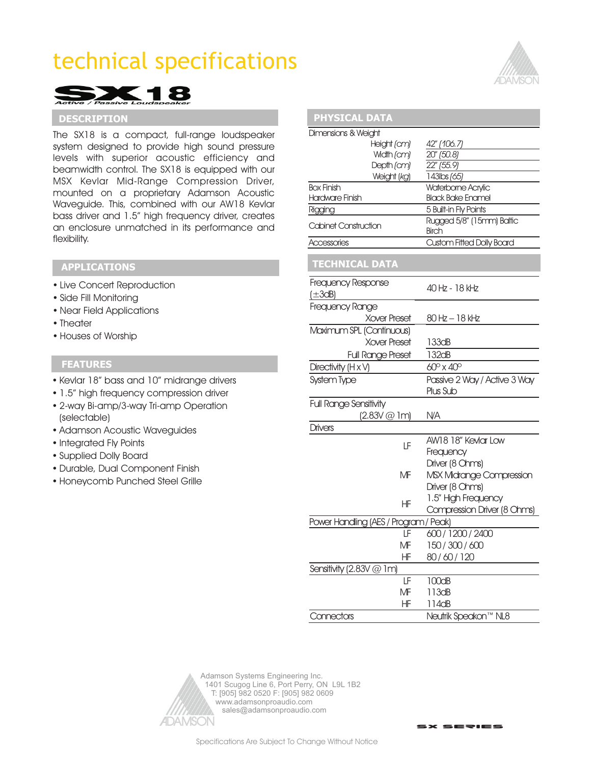# technical specifications

## SX18

Active / Passive Loudspeaker

### DESCRIPTION

The SX18 is a compact, full-range loudspeaker system designed to provide high sound pressure levels with superior acoustic efficiency and beamwidth control. The SX18 is equipped with our MSX Kevlar Mid-Range Compression Driver, mounted on a proprietary Adamson Acoustic Waveguide. This, combined with our AW18 Kevlar bass driver and 1.5" high frequency driver, creates an enclosure unmatched in its performance and flexibility.

### APPLICATIONS

- Live Concert Reproduction
- Side Fill Monitoring
- Near Field Applications
- Theater
- Houses of Worship

### FEATURES

- Kevlar 18" bass and 10" midrange drivers
- 1.5" high frequency compression driver
- 2-way Bi-amp/3-way Tri-amp Operation (selectable)
- Adamson Acoustic Waveguides
- Integrated Fly Points
- Supplied Dolly Board
- Durable, Dual Component Finish
- Honeycomb Punched Steel Grille

### PHYSICAL DATA

| | | |
|---|---|---|
| Dimensions & Weight | | |
| | Height *(cm)* | 42" *(106.7)* |
| | Width *(cm)* | 20" *(50.8)* |
| | Depth *(cm)* | 22" *(55.9)* |
| | Weight *(kg)* | 143lbs *(65)* |
| Box Finish | | Waterborne Acrylic |
| Hardware Finish | | Black Bake Enamel |
| Rigging | | 5 Built-in Fly Points |
| Cabinet Construction | | Rugged 5/8" (15mm) Baltic Birch |
| Accessories | | Custom Fitted Dolly Board |

### TECHNICAL DATA

| | | |
|---|---|---|
| Frequency Response (±3dB) | | 40 Hz - 18 kHz |
| Frequency Range | | |
| | Xover Preset | 80 Hz – 18 kHz |
| Maximum SPL (Continuous) | | |
| | Xover Preset | 133dB |
| | Full Range Preset | 132dB |
| Directivity (H x V) | | 60° x 40° |
| System Type | | Passive 2 Way / Active 3 Way Plus Sub |
| Full Range Sensitivity | | |
| | (2.83V @ 1m) | N/A |
| Drivers | | |
| | LF | AW18 18" Kevlar Low Frequency Driver (8 Ohms) |
| | MF | MSX Midrange Compression Driver (8 Ohms) |
| | HF | 1.5" High Frequency Compression Driver (8 Ohms) |
| Power Handling (AES / Program / Peak) | | |
| | LF | 600 / 1200 / 2400 |
| | MF | 150 / 300 / 600 |
| | HF | 80 / 60 / 120 |
| Sensitivity (2.83V @ 1m) | | |
| | LF | 100dB |
| | MF | 113dB |
| | HF | 114dB |
| Connectors | | Neutrik Speakon™ NL8 |

Adamson Systems Engineering Inc.
1401 Scugog Line 6, Port Perry, ON L9L 1B2
T: [905] 982 0520 F: [905] 982 0609
www.adamsonproaudio.com
sales@adamsonproaudio.com

SX SERIES

Specifications Are Subject To Change Without Notice